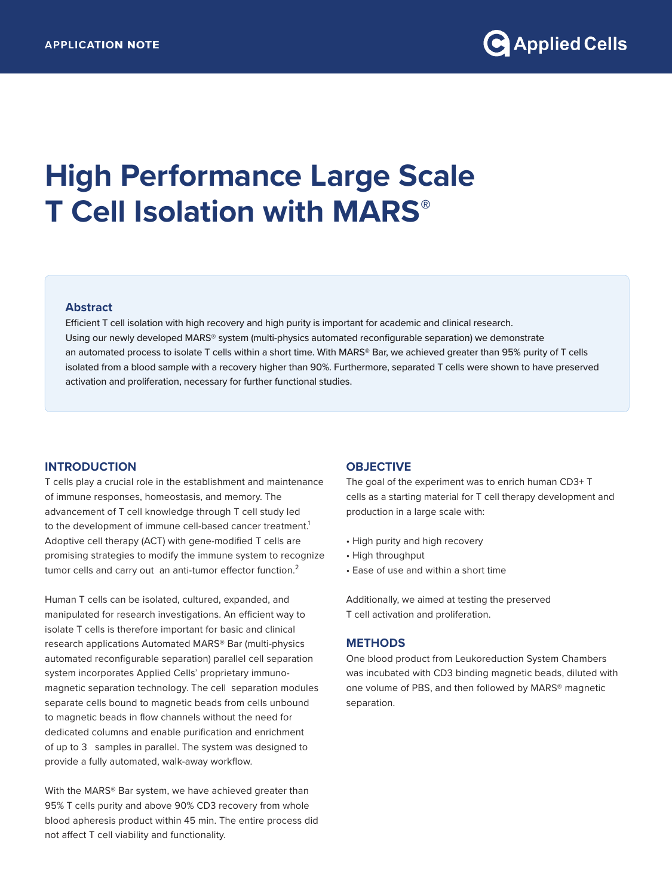APPLICATION NOTE

# High Performance Large Scale T Cell Isolation with MARS®

### Abstract

Efficient T cell isolation with high recovery and high purity is important for academic and clinical research. Using our newly developed MARS® system (multi-physics automated reconfigurable separation) we demonstrate an automated process to isolate T cells within a short time. With MARS® Bar, we achieved greater than 95% purity of T cells isolated from a blood sample with a recovery higher than 90%. Furthermore, separated T cells were shown to have preserved activation and proliferation, necessary for further functional studies.

## INTRODUCTION

T cells play a crucial role in the establishment and maintenance of immune responses, homeostasis, and memory. The advancement of T cell knowledge through T cell study led to the development of immune cell-based cancer treatment.[1] Adoptive cell therapy (ACT) with gene-modified T cells are promising strategies to modify the immune system to recognize tumor cells and carry out an anti-tumor effector function.[2]

Human T cells can be isolated, cultured, expanded, and manipulated for research investigations. An efficient way to isolate T cells is therefore important for basic and clinical research applications Automated MARS® Bar (multi-physics automated reconfigurable separation) parallel cell separation system incorporates Applied Cells' proprietary immuno-magnetic separation technology. The cell separation modules separate cells bound to magnetic beads from cells unbound to magnetic beads in flow channels without the need for dedicated columns and enable purification and enrichment of up to 3 samples in parallel. The system was designed to provide a fully automated, walk-away workflow.

With the MARS® Bar system, we have achieved greater than 95% T cells purity and above 90% CD3 recovery from whole blood apheresis product within 45 min. The entire process did not affect T cell viability and functionality.

## OBJECTIVE

The goal of the experiment was to enrich human CD3+ T cells as a starting material for T cell therapy development and production in a large scale with:

- High purity and high recovery
- High throughput
- Ease of use and within a short time

Additionally, we aimed at testing the preserved T cell activation and proliferation.

## METHODS

One blood product from Leukoreduction System Chambers was incubated with CD3 binding magnetic beads, diluted with one volume of PBS, and then followed by MARS® magnetic separation.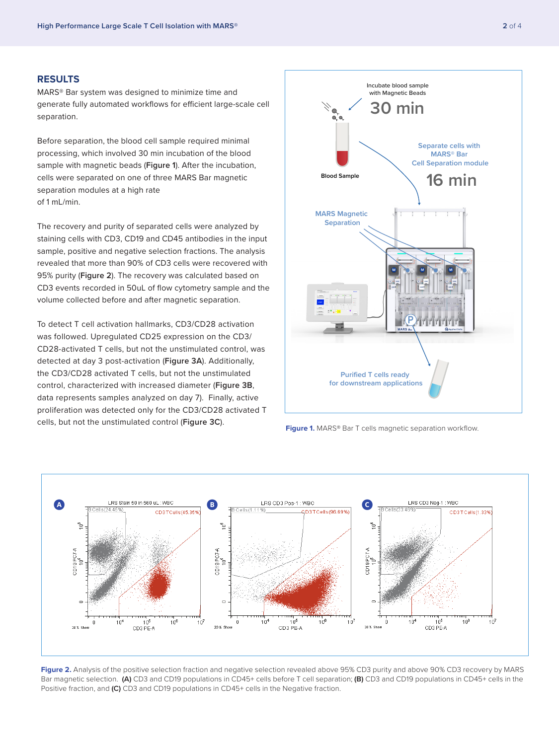## RESULTS

MARS® Bar system was designed to minimize time and generate fully automated workflows for efficient large-scale cell separation.

Before separation, the blood cell sample required minimal processing, which involved 30 min incubation of the blood sample with magnetic beads (**Figure 1**). After the incubation, cells were separated on one of three MARS Bar magnetic separation modules at a high rate of 1 mL/min.

The recovery and purity of separated cells were analyzed by staining cells with CD3, CD19 and CD45 antibodies in the input sample, positive and negative selection fractions. The analysis revealed that more than 90% of CD3 cells were recovered with 95% purity (**Figure 2**). The recovery was calculated based on CD3 events recorded in 50uL of flow cytometry sample and the volume collected before and after magnetic separation.

To detect T cell activation hallmarks, CD3/CD28 activation was followed. Upregulated CD25 expression on the CD3/CD28-activated T cells, but not the unstimulated control, was detected at day 3 post-activation (**Figure 3A**). Additionally, the CD3/CD28 activated T cells, but not the unstimulated control, characterized with increased diameter (**Figure 3B**, data represents samples analyzed on day 7). Finally, active proliferation was detected only for the CD3/CD28 activated T cells, but not the unstimulated control (**Figure 3C**).

**Figure 1.** MARS® Bar T cells magnetic separation workflow.

**Figure 2.** Analysis of the positive selection fraction and negative selection revealed above 95% CD3 purity and above 90% CD3 recovery by MARS Bar magnetic selection. **(A)** CD3 and CD19 populations in CD45+ cells before T cell separation; **(B)** CD3 and CD19 populations in CD45+ cells in the Positive fraction, and **(C)** CD3 and CD19 populations in CD45+ cells in the Negative fraction.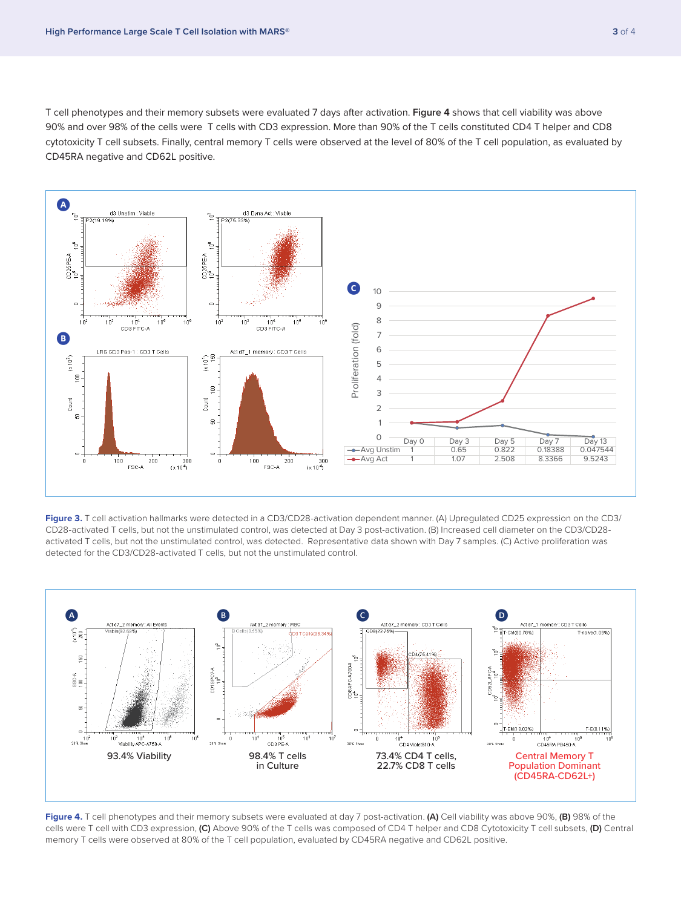T cell phenotypes and their memory subsets were evaluated 7 days after activation. **Figure 4** shows that cell viability was above 90% and over 98% of the cells were T cells with CD3 expression. More than 90% of the T cells constituted CD4 T helper and CD8 cytotoxicity T cell subsets. Finally, central memory T cells were observed at the level of 80% of the T cell population, as evaluated by CD45RA negative and CD62L positive.

| | Day 0 | Day 3 | Day 5 | Day 7 | Day 13 |
|---|---|---|---|---|---|
| Avg Unstim | 1 | 0.65 | 0.822 | 0.18388 | 0.047544 |
| Avg Act | 1 | 1.07 | 2.508 | 8.3366 | 9.5243 |

**Figure 3.** T cell activation hallmarks were detected in a CD3/CD28-activation dependent manner. (A) Upregulated CD25 expression on the CD3/CD28-activated T cells, but not the unstimulated control, was detected at Day 3 post-activation. (B) Increased cell diameter on the CD3/CD28-activated T cells, but not the unstimulated control, was detected. Representative data shown with Day 7 samples. (C) Active proliferation was detected for the CD3/CD28-activated T cells, but not the unstimulated control.

A: 93.4% Viability

B: 98.4% T cells in Culture

C: 73.4% CD4 T cells, 22.7% CD8 T cells

D: Central Memory T Population Dominant (CD45RA-CD62L+)

**Figure 4.** T cell phenotypes and their memory subsets were evaluated at day 7 post-activation. **(A)** Cell viability was above 90%, **(B)** 98% of the cells were T cell with CD3 expression, **(C)** Above 90% of the T cells was composed of CD4 T helper and CD8 Cytotoxicity T cell subsets, **(D)** Central memory T cells were observed at 80% of the T cell population, evaluated by CD45RA negative and CD62L positive.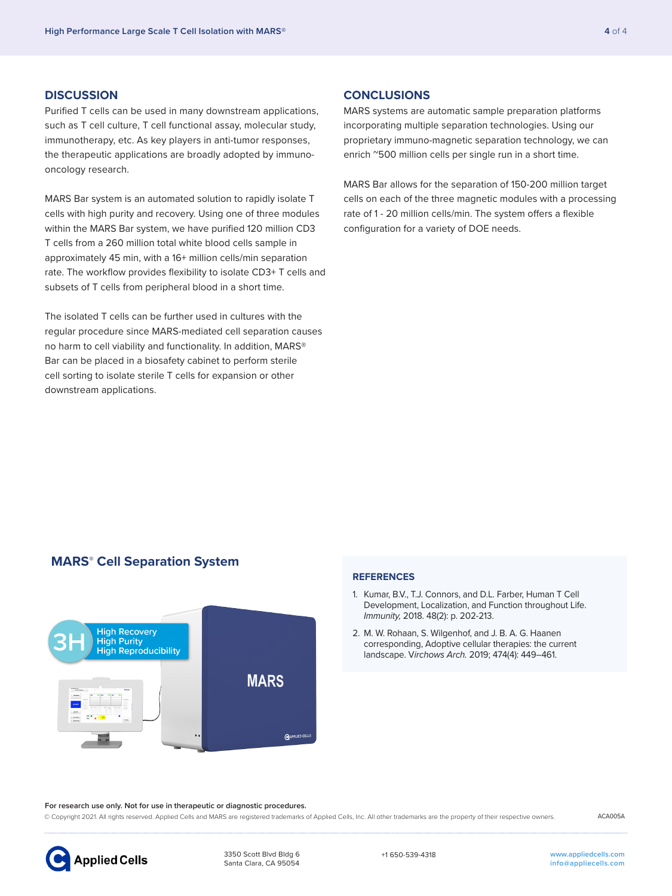## DISCUSSION

Purified T cells can be used in many downstream applications, such as T cell culture, T cell functional assay, molecular study, immunotherapy, etc. As key players in anti-tumor responses, the therapeutic applications are broadly adopted by immuno-oncology research.

MARS Bar system is an automated solution to rapidly isolate T cells with high purity and recovery. Using one of three modules within the MARS Bar system, we have purified 120 million CD3 T cells from a 260 million total white blood cells sample in approximately 45 min, with a 16+ million cells/min separation rate. The workflow provides flexibility to isolate CD3+ T cells and subsets of T cells from peripheral blood in a short time.

The isolated T cells can be further used in cultures with the regular procedure since MARS-mediated cell separation causes no harm to cell viability and functionality. In addition, MARS® Bar can be placed in a biosafety cabinet to perform sterile cell sorting to isolate sterile T cells for expansion or other downstream applications.

## CONCLUSIONS

MARS systems are automatic sample preparation platforms incorporating multiple separation technologies. Using our proprietary immuno-magnetic separation technology, we can enrich ~500 million cells per single run in a short time.

MARS Bar allows for the separation of 150-200 million target cells on each of the three magnetic modules with a processing rate of 1 - 20 million cells/min. The system offers a flexible configuration for a variety of DOE needs.

### MARS® Cell Separation System

3H
High Recovery
High Purity
High Reproducibility

MARS

### REFERENCES

1. Kumar, B.V., T.J. Connors, and D.L. Farber, Human T Cell Development, Localization, and Function throughout Life. *Immunity,* 2018. 48(2): p. 202-213.
2. M. W. Rohaan, S. Wilgenhof, and J. B. A. G. Haanen corresponding, Adoptive cellular therapies: the current landscape. V*irchows Arch.* 2019; 474(4): 449–461.

**For research use only. Not for use in therapeutic or diagnostic procedures.**

© Copyright 2021. All rights reserved. Applied Cells and MARS are registered trademarks of Applied Cells, Inc. All other trademarks are the property of their respective owners.

ACA005A

Applied Cells

3350 Scott Blvd Bldg 6
Santa Clara, CA 95054

+1 650-539-4318

www.appliedcells.com
info@appliecells.com